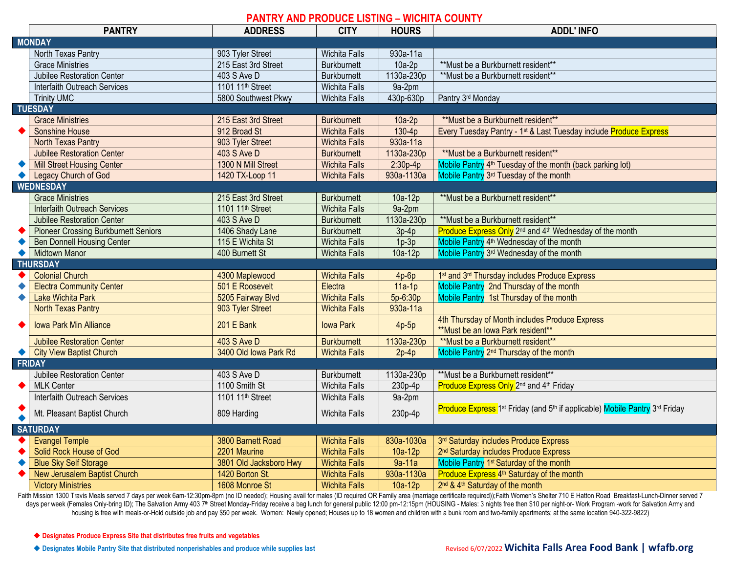# PANTRY AND PRODUCE LISTING – WICHITA COUNTY

| | PANTRY | ADDRESS | CITY | HOURS | ADDL' INFO |
|---|---|---|---|---|---|
| **MONDAY** | | | | | |
| | North Texas Pantry | 903 Tyler Street | Wichita Falls | 930a-11a | |
| | Grace Ministries | 215 East 3rd Street | Burkburnett | 10a-2p | **Must be a Burkburnett resident** |
| | Jubilee Restoration Center | 403 S Ave D | Burkburnett | 1130a-230p | **Must be a Burkburnett resident** |
| | Interfaith Outreach Services | 1101 11th Street | Wichita Falls | 9a-2pm | |
| | Trinity UMC | 5800 Southwest Pkwy | Wichita Falls | 430p-630p | Pantry 3rd Monday |
| **TUESDAY** | | | | | |
| | Grace Ministries | 215 East 3rd Street | Burkburnett | 10a-2p | **Must be a Burkburnett resident** |
| ◆ (red) | Sonshine House | 912 Broad St | Wichita Falls | 130-4p | Every Tuesday Pantry - 1st & Last Tuesday include Produce Express |
| | North Texas Pantry | 903 Tyler Street | Wichita Falls | 930a-11a | |
| | Jubilee Restoration Center | 403 S Ave D | Burkburnett | 1130a-230p | **Must be a Burkburnett resident** |
| ◆ (blue) | Mill Street Housing Center | 1300 N Mill Street | Wichita Falls | 2:30p-4p | Mobile Pantry 4th Tuesday of the month (back parking lot) |
| ◆ (blue) | Legacy Church of God | 1420 TX-Loop 11 | Wichita Falls | 930a-1130a | Mobile Pantry 3rd Tuesday of the month |
| **WEDNESDAY** | | | | | |
| | Grace Ministries | 215 East 3rd Street | Burkburnett | 10a-12p | **Must be a Burkburnett resident** |
| | Interfaith Outreach Services | 1101 11th Street | Wichita Falls | 9a-2pm | |
| | Jubilee Restoration Center | 403 S Ave D | Burkburnett | 1130a-230p | **Must be a Burkburnett resident** |
| ◆ (red) | Pioneer Crossing Burkburnett Seniors | 1406 Shady Lane | Burkburnett | 3p-4p | Produce Express Only 2nd and 4th Wednesday of the month |
| ◆ (blue) | Ben Donnell Housing Center | 115 E Wichita St | Wichita Falls | 1p-3p | Mobile Pantry 4th Wednesday of the month |
| ◆ (blue) | Midtown Manor | 400 Burnett St | Wichita Falls | 10a-12p | Mobile Pantry 3rd Wednesday of the month |
| **THURSDAY** | | | | | |
| ◆ (red) | Colonial Church | 4300 Maplewood | Wichita Falls | 4p-6p | 1st and 3rd Thursday includes Produce Express |
| ◆ (blue) | Electra Community Center | 501 E Roosevelt | Electra | 11a-1p | Mobile Pantry 2nd Thursday of the month |
| ◆ (blue) | Lake Wichita Park | 5205 Fairway Blvd | Wichita Falls | 5p-6:30p | Mobile Pantry 1st Thursday of the month |
| | North Texas Pantry | 903 Tyler Street | Wichita Falls | 930a-11a | |
| ◆ (red) | Iowa Park Min Alliance | 201 E Bank | Iowa Park | 4p-5p | 4th Thursday of Month includes Produce Express **Must be an Iowa Park resident** |
| | Jubilee Restoration Center | 403 S Ave D | Burkburnett | 1130a-230p | **Must be a Burkburnett resident** |
| ◆ (blue) | City View Baptist Church | 3400 Old Iowa Park Rd | Wichita Falls | 2p-4p | Mobile Pantry 2nd Thursday of the month |
| **FRIDAY** | | | | | |
| | Jubilee Restoration Center | 403 S Ave D | Burkburnett | 1130a-230p | **Must be a Burkburnett resident** |
| ◆ (red) | MLK Center | 1100 Smith St | Wichita Falls | 230p-4p | Produce Express Only 2nd and 4th Friday |
| | Interfaith Outreach Services | 1101 11th Street | Wichita Falls | 9a-2pm | |
| ◆ (red) ◆ (blue) | Mt. Pleasant Baptist Church | 809 Harding | Wichita Falls | 230p-4p | Produce Express 1st Friday (and 5th if applicable) Mobile Pantry 3rd Friday |
| **SATURDAY** | | | | | |
| ◆ (red) | Evangel Temple | 3800 Barnett Road | Wichita Falls | 830a-1030a | 3rd Saturday includes Produce Express |
| ◆ (red) | Solid Rock House of God | 2201 Maurine | Wichita Falls | 10a-12p | 2nd Saturday includes Produce Express |
| ◆ (blue) | Blue Sky Self Storage | 3801 Old Jacksboro Hwy | Wichita Falls | 9a-11a | Mobile Pantry 1st Saturday of the month |
| ◆ (red) | New Jerusalem Baptist Church | 1420 Borton St. | Wichita Falls | 930a-1130a | Produce Express 4th Saturday of the month |
| | Victory Ministries | 1608 Monroe St | Wichita Falls | 10a-12p | 2nd & 4th Saturday of the month |

Faith Mission 1300 Travis Meals served 7 days per week 6am-12:30pm-8pm (no ID needed); Housing avail for males (ID required OR Family area (marriage certificate required));Faith Women's Shelter 710 E Hatton Road Breakfast-Lunch-Dinner served 7 days per week (Females Only-bring ID); The Salvation Army 403 7th Street Monday-Friday receive a bag lunch for general public 12:00 pm-12:15pm (HOUSING - Males: 3 nights free then $10 per night-or- Work Program -work for Salvation Army and housing is free with meals-or-Hold outside job and pay $50 per week. Women: Newly opened; Houses up to 18 women and children with a bunk room and two-family apartments; at the same location 940-322-9822)

**◆ (red) Designates Produce Express Site that distributes free fruits and vegetables**

**◆ (blue) Designates Mobile Pantry Site that distributed nonperishables and produce while supplies last**

Revised 6/07/2022 **Wichita Falls Area Food Bank | wfafb.org**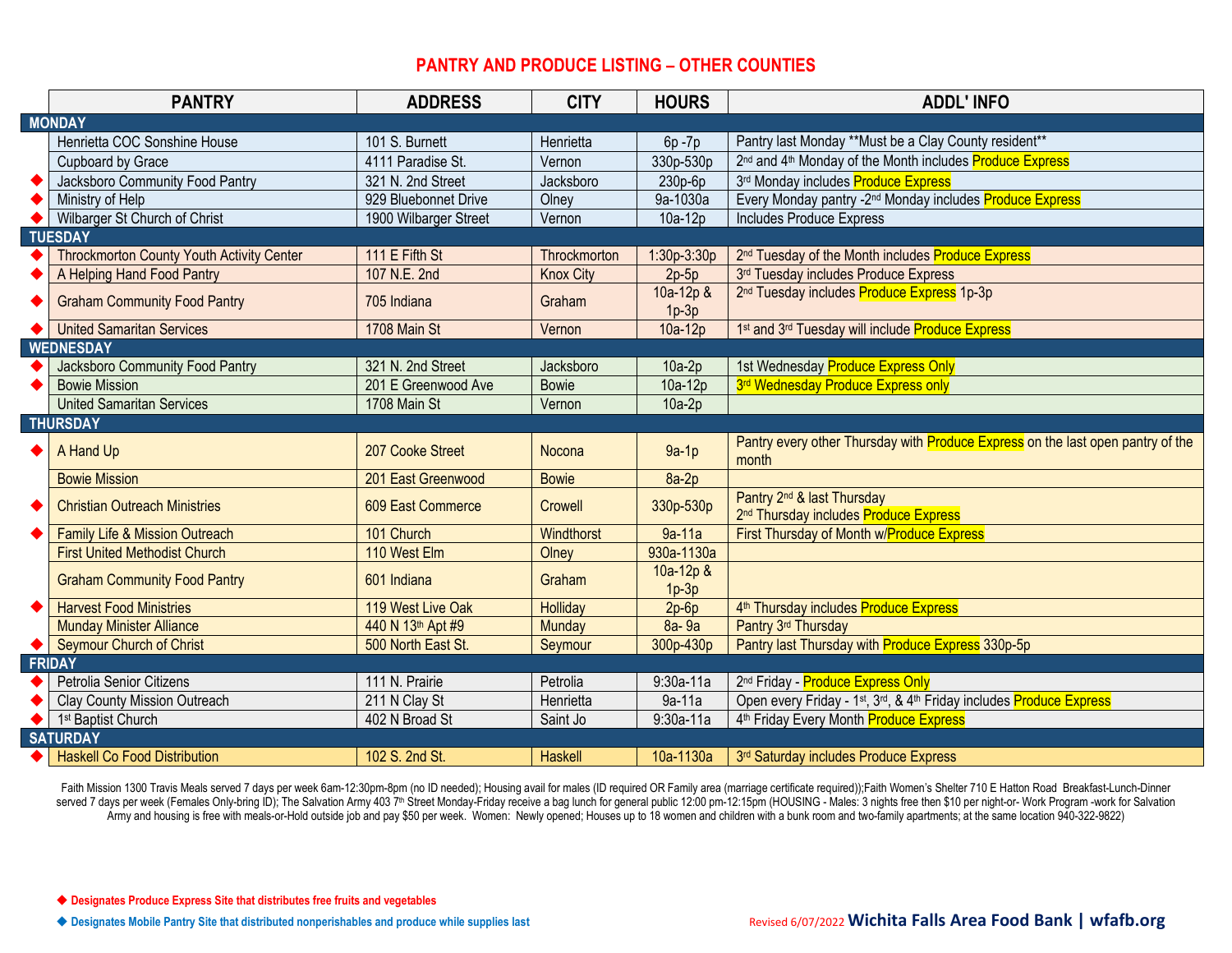# PANTRY AND PRODUCE LISTING – OTHER COUNTIES

| | PANTRY | ADDRESS | CITY | HOURS | ADDL' INFO |
|---|---|---|---|---|---|
| **MONDAY** | | | | | |
| | Henrietta COC Sonshine House | 101 S. Burnett | Henrietta | 6p -7p | Pantry last Monday **Must be a Clay County resident** |
| | Cupboard by Grace | 4111 Paradise St. | Vernon | 330p-530p | 2nd and 4th Monday of the Month includes Produce Express |
| ◆ | Jacksboro Community Food Pantry | 321 N. 2nd Street | Jacksboro | 230p-6p | 3rd Monday includes Produce Express |
| ◆ | Ministry of Help | 929 Bluebonnet Drive | Olney | 9a-1030a | Every Monday pantry -2nd Monday includes Produce Express |
| ◆ | Wilbarger St Church of Christ | 1900 Wilbarger Street | Vernon | 10a-12p | Includes Produce Express |
| **TUESDAY** | | | | | |
| ◆ | Throckmorton County Youth Activity Center | 111 E Fifth St | Throckmorton | 1:30p-3:30p | 2nd Tuesday of the Month includes Produce Express |
| ◆ | A Helping Hand Food Pantry | 107 N.E. 2nd | Knox City | 2p-5p | 3rd Tuesday includes Produce Express |
| ◆ | Graham Community Food Pantry | 705 Indiana | Graham | 10a-12p & 1p-3p | 2nd Tuesday includes Produce Express 1p-3p |
| ◆ | United Samaritan Services | 1708 Main St | Vernon | 10a-12p | 1st and 3rd Tuesday will include Produce Express |
| **WEDNESDAY** | | | | | |
| ◆ | Jacksboro Community Food Pantry | 321 N. 2nd Street | Jacksboro | 10a-2p | 1st Wednesday Produce Express Only |
| ◆ | Bowie Mission | 201 E Greenwood Ave | Bowie | 10a-12p | 3rd Wednesday Produce Express only |
| | United Samaritan Services | 1708 Main St | Vernon | 10a-2p | |
| **THURSDAY** | | | | | |
| ◆ | A Hand Up | 207 Cooke Street | Nocona | 9a-1p | Pantry every other Thursday with Produce Express on the last open pantry of the month |
| | Bowie Mission | 201 East Greenwood | Bowie | 8a-2p | |
| ◆ | Christian Outreach Ministries | 609 East Commerce | Crowell | 330p-530p | Pantry 2nd & last Thursday<br>2nd Thursday includes Produce Express |
| ◆ | Family Life & Mission Outreach | 101 Church | Windthorst | 9a-11a | First Thursday of Month w/Produce Express |
| | First United Methodist Church | 110 West Elm | Olney | 930a-1130a | |
| | Graham Community Food Pantry | 601 Indiana | Graham | 10a-12p & 1p-3p | |
| ◆ | Harvest Food Ministries | 119 West Live Oak | Holliday | 2p-6p | 4th Thursday includes Produce Express |
| | Munday Minister Alliance | 440 N 13th Apt #9 | Munday | 8a- 9a | Pantry 3rd Thursday |
| ◆ | Seymour Church of Christ | 500 North East St. | Seymour | 300p-430p | Pantry last Thursday with Produce Express 330p-5p |
| **FRIDAY** | | | | | |
| ◆ | Petrolia Senior Citizens | 111 N. Prairie | Petrolia | 9:30a-11a | 2nd Friday - Produce Express Only |
| ◆ | Clay County Mission Outreach | 211 N Clay St | Henrietta | 9a-11a | Open every Friday - 1st, 3rd, & 4th Friday includes Produce Express |
| ◆ | 1st Baptist Church | 402 N Broad St | Saint Jo | 9:30a-11a | 4th Friday Every Month Produce Express |
| **SATURDAY** | | | | | |
| ◆ | Haskell Co Food Distribution | 102 S. 2nd St. | Haskell | 10a-1130a | 3rd Saturday includes Produce Express |

Faith Mission 1300 Travis Meals served 7 days per week 6am-12:30pm-8pm (no ID needed); Housing avail for males (ID required OR Family area (marriage certificate required));Faith Women's Shelter 710 E Hatton Road Breakfast-Lunch-Dinner served 7 days per week (Females Only-bring ID); The Salvation Army 403 7th Street Monday-Friday receive a bag lunch for general public 12:00 pm-12:15pm (HOUSING - Males: 3 nights free then $10 per night-or- Work Program -work for Salvation Army and housing is free with meals-or-Hold outside job and pay $50 per week. Women: Newly opened; Houses up to 18 women and children with a bunk room and two-family apartments; at the same location 940-322-9822)

◆ **Designates Produce Express Site that distributes free fruits and vegetables**

◆ **Designates Mobile Pantry Site that distributed nonperishables and produce while supplies last**

Revised 6/07/2022 **Wichita Falls Area Food Bank | wfafb.org**